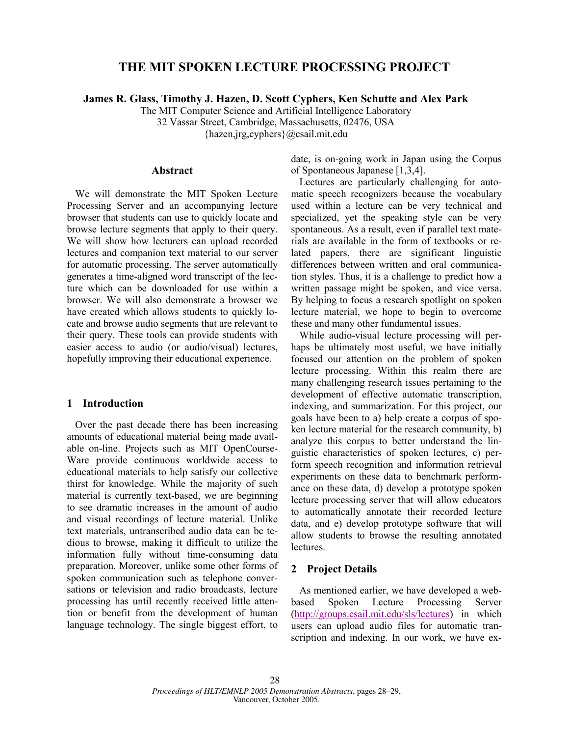# THE MIT SPOKEN LECTURE PROCESSING PROJECT

**James R. Glass, Timothy J. Hazen, D. Scott Cyphers, Ken Schutte and Alex Park**

The MIT Computer Science and Artificial Intelligence Laboratory
32 Vassar Street, Cambridge, Massachusetts, 02476, USA
{hazen,jrg,cyphers}@csail.mit.edu

## Abstract

We will demonstrate the MIT Spoken Lecture Processing Server and an accompanying lecture browser that students can use to quickly locate and browse lecture segments that apply to their query. We will show how lecturers can upload recorded lectures and companion text material to our server for automatic processing. The server automatically generates a time-aligned word transcript of the lecture which can be downloaded for use within a browser. We will also demonstrate a browser we have created which allows students to quickly locate and browse audio segments that are relevant to their query. These tools can provide students with easier access to audio (or audio/visual) lectures, hopefully improving their educational experience.

## 1 Introduction

Over the past decade there has been increasing amounts of educational material being made available on-line. Projects such as MIT OpenCourseWare provide continuous worldwide access to educational materials to help satisfy our collective thirst for knowledge. While the majority of such material is currently text-based, we are beginning to see dramatic increases in the amount of audio and visual recordings of lecture material. Unlike text materials, untranscribed audio data can be tedious to browse, making it difficult to utilize the information fully without time-consuming data preparation. Moreover, unlike some other forms of spoken communication such as telephone conversations or television and radio broadcasts, lecture processing has until recently received little attention or benefit from the development of human language technology. The single biggest effort, to date, is on-going work in Japan using the Corpus of Spontaneous Japanese [1,3,4].

Lectures are particularly challenging for automatic speech recognizers because the vocabulary used within a lecture can be very technical and specialized, yet the speaking style can be very spontaneous. As a result, even if parallel text materials are available in the form of textbooks or related papers, there are significant linguistic differences between written and oral communication styles. Thus, it is a challenge to predict how a written passage might be spoken, and vice versa. By helping to focus a research spotlight on spoken lecture material, we hope to begin to overcome these and many other fundamental issues.

While audio-visual lecture processing will perhaps be ultimately most useful, we have initially focused our attention on the problem of spoken lecture processing. Within this realm there are many challenging research issues pertaining to the development of effective automatic transcription, indexing, and summarization. For this project, our goals have been to a) help create a corpus of spoken lecture material for the research community, b) analyze this corpus to better understand the linguistic characteristics of spoken lectures, c) perform speech recognition and information retrieval experiments on these data to benchmark performance on these data, d) develop a prototype spoken lecture processing server that will allow educators to automatically annotate their recorded lecture data, and e) develop prototype software that will allow students to browse the resulting annotated lectures.

## 2 Project Details

As mentioned earlier, we have developed a web-based Spoken Lecture Processing Server (http://groups.csail.mit.edu/sls/lectures) in which users can upload audio files for automatic transcription and indexing. In our work, we have ex-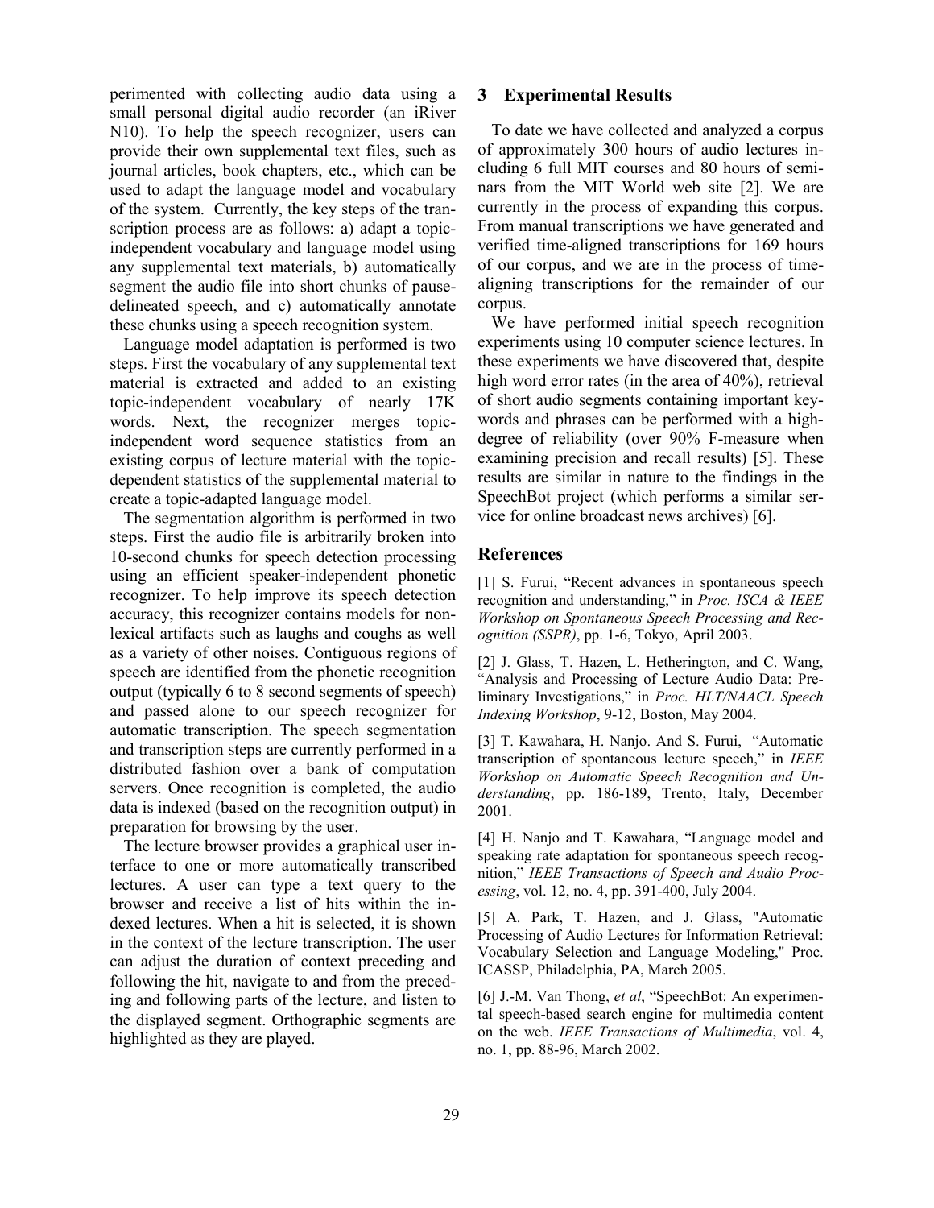perimented with collecting audio data using a small personal digital audio recorder (an iRiver N10). To help the speech recognizer, users can provide their own supplemental text files, such as journal articles, book chapters, etc., which can be used to adapt the language model and vocabulary of the system. Currently, the key steps of the transcription process are as follows: a) adapt a topic-independent vocabulary and language model using any supplemental text materials, b) automatically segment the audio file into short chunks of pause-delineated speech, and c) automatically annotate these chunks using a speech recognition system.

Language model adaptation is performed is two steps. First the vocabulary of any supplemental text material is extracted and added to an existing topic-independent vocabulary of nearly 17K words. Next, the recognizer merges topic-independent word sequence statistics from an existing corpus of lecture material with the topic-dependent statistics of the supplemental material to create a topic-adapted language model.

The segmentation algorithm is performed in two steps. First the audio file is arbitrarily broken into 10-second chunks for speech detection processing using an efficient speaker-independent phonetic recognizer. To help improve its speech detection accuracy, this recognizer contains models for non-lexical artifacts such as laughs and coughs as well as a variety of other noises. Contiguous regions of speech are identified from the phonetic recognition output (typically 6 to 8 second segments of speech) and passed alone to our speech recognizer for automatic transcription. The speech segmentation and transcription steps are currently performed in a distributed fashion over a bank of computation servers. Once recognition is completed, the audio data is indexed (based on the recognition output) in preparation for browsing by the user.

The lecture browser provides a graphical user interface to one or more automatically transcribed lectures. A user can type a text query to the browser and receive a list of hits within the indexed lectures. When a hit is selected, it is shown in the context of the lecture transcription. The user can adjust the duration of context preceding and following the hit, navigate to and from the preceding and following parts of the lecture, and listen to the displayed segment. Orthographic segments are highlighted as they are played.

## 3 Experimental Results

To date we have collected and analyzed a corpus of approximately 300 hours of audio lectures including 6 full MIT courses and 80 hours of seminars from the MIT World web site [2]. We are currently in the process of expanding this corpus. From manual transcriptions we have generated and verified time-aligned transcriptions for 169 hours of our corpus, and we are in the process of time-aligning transcriptions for the remainder of our corpus.

We have performed initial speech recognition experiments using 10 computer science lectures. In these experiments we have discovered that, despite high word error rates (in the area of 40%), retrieval of short audio segments containing important keywords and phrases can be performed with a high-degree of reliability (over 90% F-measure when examining precision and recall results) [5]. These results are similar in nature to the findings in the SpeechBot project (which performs a similar service for online broadcast news archives) [6].

## References

[1] S. Furui, "Recent advances in spontaneous speech recognition and understanding," in *Proc. ISCA & IEEE Workshop on Spontaneous Speech Processing and Recognition (SSPR)*, pp. 1-6, Tokyo, April 2003.

[2] J. Glass, T. Hazen, L. Hetherington, and C. Wang, "Analysis and Processing of Lecture Audio Data: Preliminary Investigations," in *Proc. HLT/NAACL Speech Indexing Workshop*, 9-12, Boston, May 2004.

[3] T. Kawahara, H. Nanjo. And S. Furui, "Automatic transcription of spontaneous lecture speech," in *IEEE Workshop on Automatic Speech Recognition and Understanding*, pp. 186-189, Trento, Italy, December 2001.

[4] H. Nanjo and T. Kawahara, "Language model and speaking rate adaptation for spontaneous speech recognition," *IEEE Transactions of Speech and Audio Processing*, vol. 12, no. 4, pp. 391-400, July 2004.

[5] A. Park, T. Hazen, and J. Glass, "Automatic Processing of Audio Lectures for Information Retrieval: Vocabulary Selection and Language Modeling," Proc. ICASSP, Philadelphia, PA, March 2005.

[6] J.-M. Van Thong, *et al*, "SpeechBot: An experimental speech-based search engine for multimedia content on the web. *IEEE Transactions of Multimedia*, vol. 4, no. 1, pp. 88-96, March 2002.